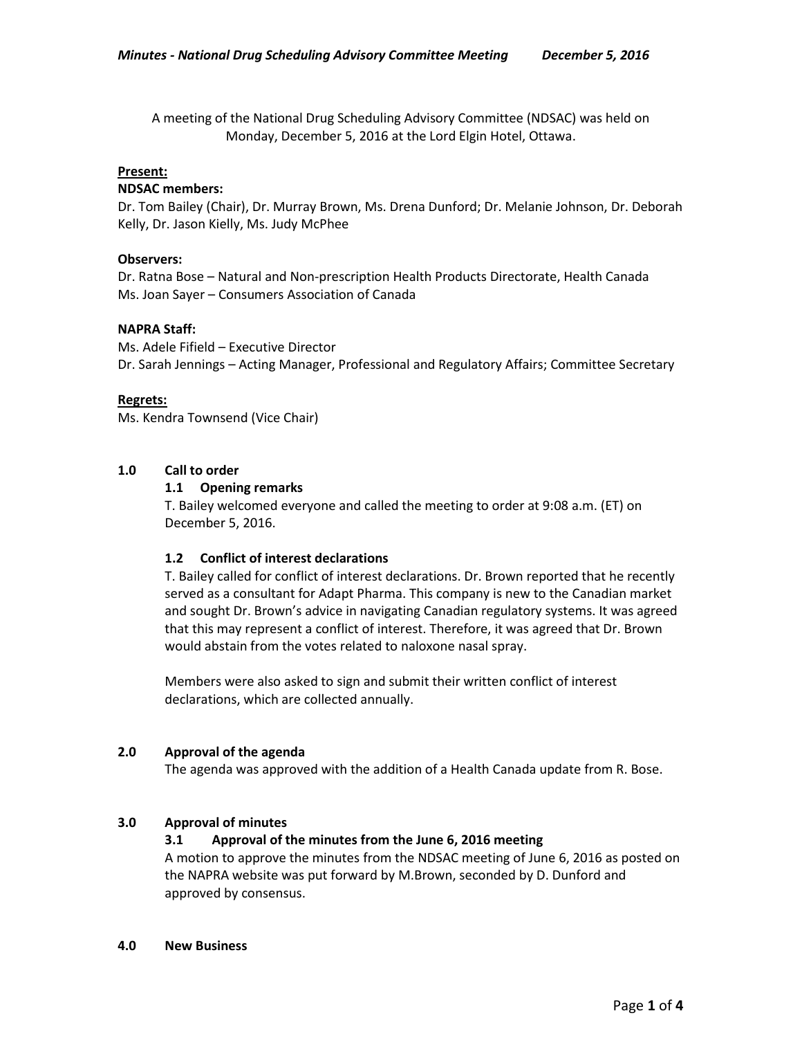A meeting of the National Drug Scheduling Advisory Committee (NDSAC) was held on Monday, December 5, 2016 at the Lord Elgin Hotel, Ottawa.

**Present:**

**NDSAC members:**
Dr. Tom Bailey (Chair), Dr. Murray Brown, Ms. Drena Dunford; Dr. Melanie Johnson, Dr. Deborah Kelly, Dr. Jason Kielly, Ms. Judy McPhee

**Observers:**
Dr. Ratna Bose – Natural and Non-prescription Health Products Directorate, Health Canada
Ms. Joan Sayer – Consumers Association of Canada

**NAPRA Staff:**
Ms. Adele Fifield – Executive Director
Dr. Sarah Jennings – Acting Manager, Professional and Regulatory Affairs; Committee Secretary

**Regrets:**
Ms. Kendra Townsend (Vice Chair)

## 1.0 Call to order

### 1.1 Opening remarks

T. Bailey welcomed everyone and called the meeting to order at 9:08 a.m. (ET) on December 5, 2016.

### 1.2 Conflict of interest declarations

T. Bailey called for conflict of interest declarations. Dr. Brown reported that he recently served as a consultant for Adapt Pharma. This company is new to the Canadian market and sought Dr. Brown's advice in navigating Canadian regulatory systems. It was agreed that this may represent a conflict of interest. Therefore, it was agreed that Dr. Brown would abstain from the votes related to naloxone nasal spray.

Members were also asked to sign and submit their written conflict of interest declarations, which are collected annually.

## 2.0 Approval of the agenda

The agenda was approved with the addition of a Health Canada update from R. Bose.

## 3.0 Approval of minutes

### 3.1 Approval of the minutes from the June 6, 2016 meeting

A motion to approve the minutes from the NDSAC meeting of June 6, 2016 as posted on the NAPRA website was put forward by M.Brown, seconded by D. Dunford and approved by consensus.

## 4.0 New Business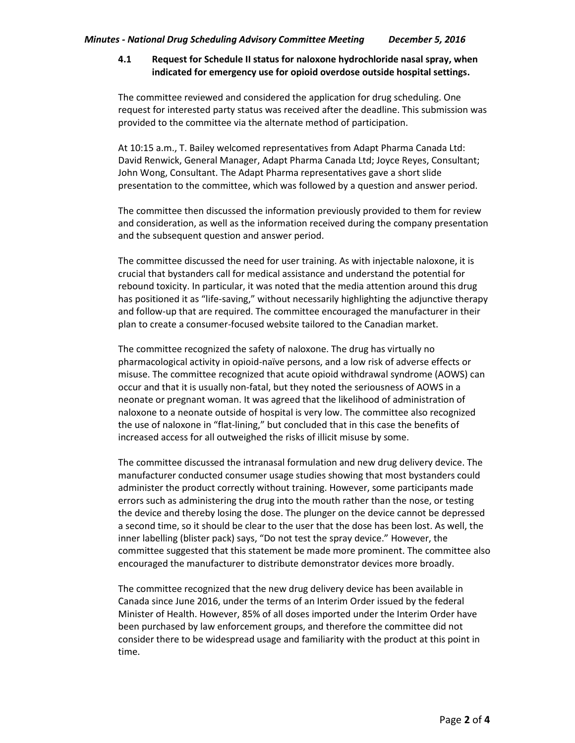### 4.1 Request for Schedule II status for naloxone hydrochloride nasal spray, when indicated for emergency use for opioid overdose outside hospital settings.

The committee reviewed and considered the application for drug scheduling. One request for interested party status was received after the deadline. This submission was provided to the committee via the alternate method of participation.

At 10:15 a.m., T. Bailey welcomed representatives from Adapt Pharma Canada Ltd: David Renwick, General Manager, Adapt Pharma Canada Ltd; Joyce Reyes, Consultant; John Wong, Consultant. The Adapt Pharma representatives gave a short slide presentation to the committee, which was followed by a question and answer period.

The committee then discussed the information previously provided to them for review and consideration, as well as the information received during the company presentation and the subsequent question and answer period.

The committee discussed the need for user training. As with injectable naloxone, it is crucial that bystanders call for medical assistance and understand the potential for rebound toxicity. In particular, it was noted that the media attention around this drug has positioned it as "life-saving," without necessarily highlighting the adjunctive therapy and follow-up that are required. The committee encouraged the manufacturer in their plan to create a consumer-focused website tailored to the Canadian market.

The committee recognized the safety of naloxone. The drug has virtually no pharmacological activity in opioid-naïve persons, and a low risk of adverse effects or misuse. The committee recognized that acute opioid withdrawal syndrome (AOWS) can occur and that it is usually non-fatal, but they noted the seriousness of AOWS in a neonate or pregnant woman. It was agreed that the likelihood of administration of naloxone to a neonate outside of hospital is very low. The committee also recognized the use of naloxone in "flat-lining," but concluded that in this case the benefits of increased access for all outweighed the risks of illicit misuse by some.

The committee discussed the intranasal formulation and new drug delivery device. The manufacturer conducted consumer usage studies showing that most bystanders could administer the product correctly without training. However, some participants made errors such as administering the drug into the mouth rather than the nose, or testing the device and thereby losing the dose. The plunger on the device cannot be depressed a second time, so it should be clear to the user that the dose has been lost. As well, the inner labelling (blister pack) says, "Do not test the spray device." However, the committee suggested that this statement be made more prominent. The committee also encouraged the manufacturer to distribute demonstrator devices more broadly.

The committee recognized that the new drug delivery device has been available in Canada since June 2016, under the terms of an Interim Order issued by the federal Minister of Health. However, 85% of all doses imported under the Interim Order have been purchased by law enforcement groups, and therefore the committee did not consider there to be widespread usage and familiarity with the product at this point in time.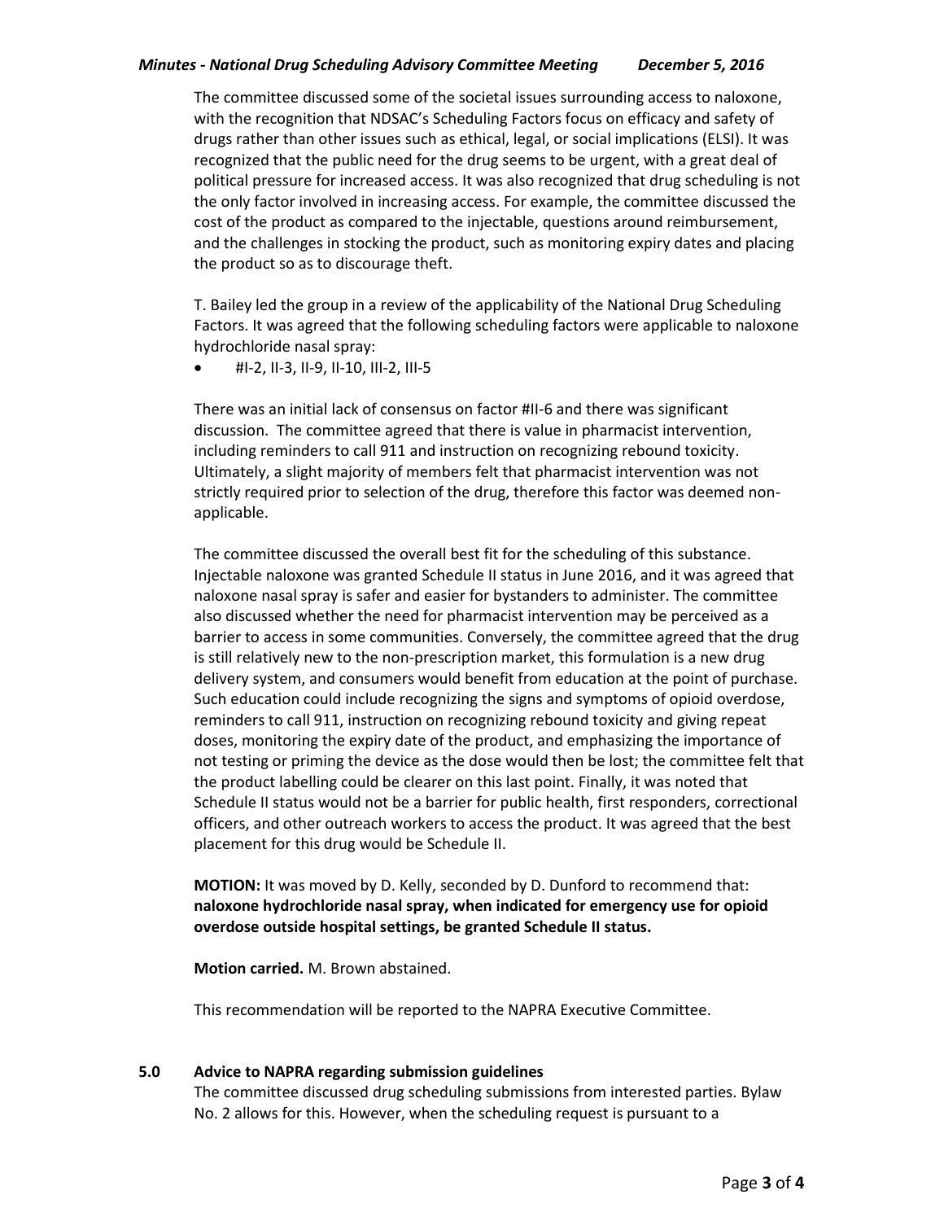The committee discussed some of the societal issues surrounding access to naloxone, with the recognition that NDSAC's Scheduling Factors focus on efficacy and safety of drugs rather than other issues such as ethical, legal, or social implications (ELSI). It was recognized that the public need for the drug seems to be urgent, with a great deal of political pressure for increased access. It was also recognized that drug scheduling is not the only factor involved in increasing access. For example, the committee discussed the cost of the product as compared to the injectable, questions around reimbursement, and the challenges in stocking the product, such as monitoring expiry dates and placing the product so as to discourage theft.

T. Bailey led the group in a review of the applicability of the National Drug Scheduling Factors. It was agreed that the following scheduling factors were applicable to naloxone hydrochloride nasal spray:

- #I-2, II-3, II-9, II-10, III-2, III-5

There was an initial lack of consensus on factor #II-6 and there was significant discussion. The committee agreed that there is value in pharmacist intervention, including reminders to call 911 and instruction on recognizing rebound toxicity. Ultimately, a slight majority of members felt that pharmacist intervention was not strictly required prior to selection of the drug, therefore this factor was deemed non-applicable.

The committee discussed the overall best fit for the scheduling of this substance. Injectable naloxone was granted Schedule II status in June 2016, and it was agreed that naloxone nasal spray is safer and easier for bystanders to administer. The committee also discussed whether the need for pharmacist intervention may be perceived as a barrier to access in some communities. Conversely, the committee agreed that the drug is still relatively new to the non-prescription market, this formulation is a new drug delivery system, and consumers would benefit from education at the point of purchase. Such education could include recognizing the signs and symptoms of opioid overdose, reminders to call 911, instruction on recognizing rebound toxicity and giving repeat doses, monitoring the expiry date of the product, and emphasizing the importance of not testing or priming the device as the dose would then be lost; the committee felt that the product labelling could be clearer on this last point. Finally, it was noted that Schedule II status would not be a barrier for public health, first responders, correctional officers, and other outreach workers to access the product. It was agreed that the best placement for this drug would be Schedule II.

**MOTION:** It was moved by D. Kelly, seconded by D. Dunford to recommend that: **naloxone hydrochloride nasal spray, when indicated for emergency use for opioid overdose outside hospital settings, be granted Schedule II status.**

**Motion carried.** M. Brown abstained.

This recommendation will be reported to the NAPRA Executive Committee.

## 5.0 Advice to NAPRA regarding submission guidelines

The committee discussed drug scheduling submissions from interested parties. Bylaw No. 2 allows for this. However, when the scheduling request is pursuant to a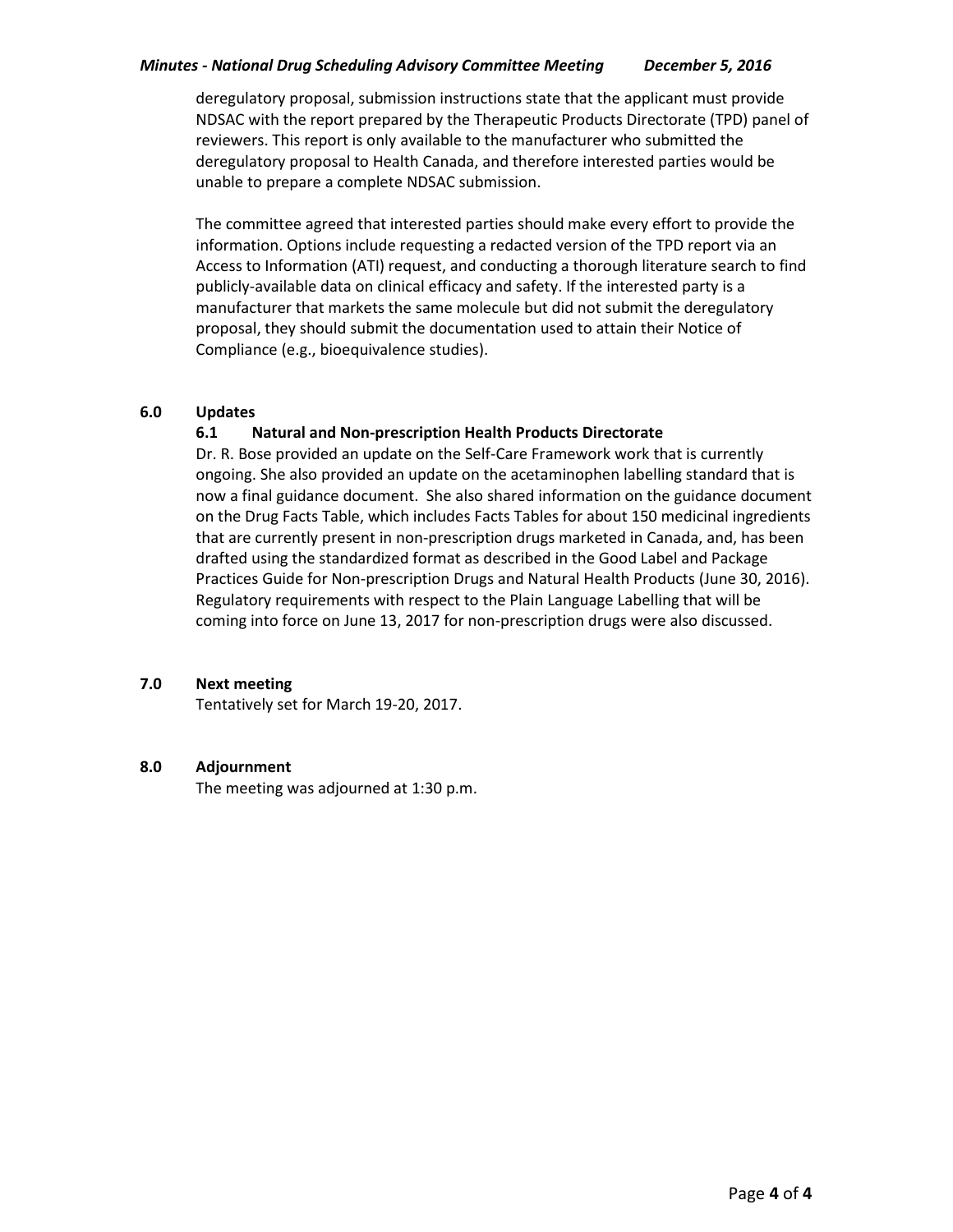deregulatory proposal, submission instructions state that the applicant must provide NDSAC with the report prepared by the Therapeutic Products Directorate (TPD) panel of reviewers. This report is only available to the manufacturer who submitted the deregulatory proposal to Health Canada, and therefore interested parties would be unable to prepare a complete NDSAC submission.

The committee agreed that interested parties should make every effort to provide the information. Options include requesting a redacted version of the TPD report via an Access to Information (ATI) request, and conducting a thorough literature search to find publicly-available data on clinical efficacy and safety. If the interested party is a manufacturer that markets the same molecule but did not submit the deregulatory proposal, they should submit the documentation used to attain their Notice of Compliance (e.g., bioequivalence studies).

## 6.0 Updates

### 6.1 Natural and Non-prescription Health Products Directorate

Dr. R. Bose provided an update on the Self-Care Framework work that is currently ongoing. She also provided an update on the acetaminophen labelling standard that is now a final guidance document. She also shared information on the guidance document on the Drug Facts Table, which includes Facts Tables for about 150 medicinal ingredients that are currently present in non-prescription drugs marketed in Canada, and, has been drafted using the standardized format as described in the Good Label and Package Practices Guide for Non-prescription Drugs and Natural Health Products (June 30, 2016). Regulatory requirements with respect to the Plain Language Labelling that will be coming into force on June 13, 2017 for non-prescription drugs were also discussed.

## 7.0 Next meeting

Tentatively set for March 19-20, 2017.

## 8.0 Adjournment

The meeting was adjourned at 1:30 p.m.